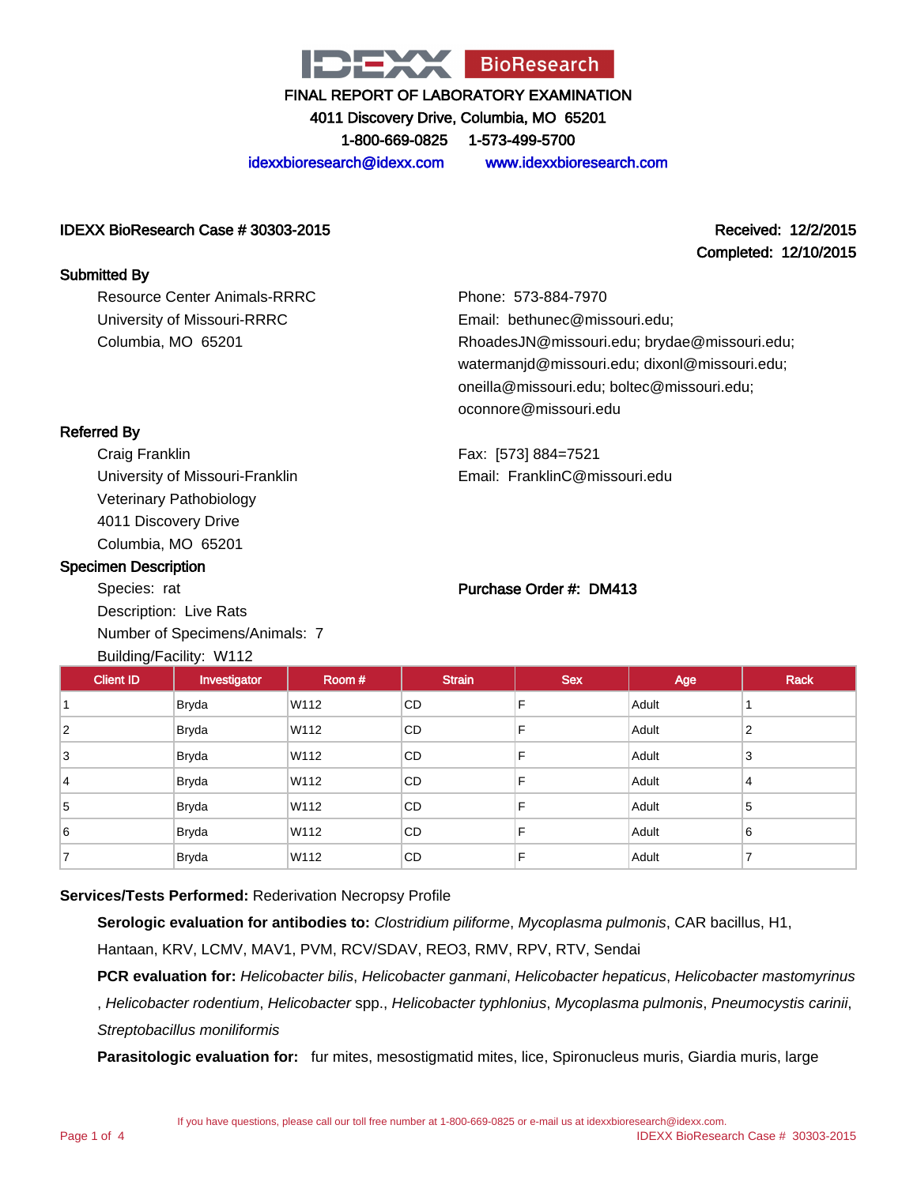# IDEXX BioResearch

**FINAL REPORT OF LABORATORY EXAMINATION**

**4011 Discovery Drive, Columbia, MO 65201**

**1-800-669-0825 1-573-499-5700**

idexxbioresearch@idexx.com www.idexxbioresearch.com

**IDEXX BioResearch Case # 30303-2015**

**Received: 12/2/2015**

**Completed: 12/10/2015**

## Submitted By

Resource Center Animals-RRRC
University of Missouri-RRRC
Columbia, MO 65201

Phone: 573-884-7970
Email: bethunec@missouri.edu; RhoadesJN@missouri.edu; brydae@missouri.edu; watermanjd@missouri.edu; dixonl@missouri.edu; oneilla@missouri.edu; boltec@missouri.edu; oconnore@missouri.edu

## Referred By

Craig Franklin
University of Missouri-Franklin
Veterinary Pathobiology
4011 Discovery Drive
Columbia, MO 65201

Fax: [573] 884=7521
Email: FranklinC@missouri.edu

## Specimen Description

Species: rat
Description: Live Rats
Number of Specimens/Animals: 7
Building/Facility: W112

**Purchase Order #: DM413**

| Client ID | Investigator | Room # | Strain | Sex | Age | Rack |
|---|---|---|---|---|---|---|
| 1 | Bryda | W112 | CD | F | Adult | 1 |
| 2 | Bryda | W112 | CD | F | Adult | 2 |
| 3 | Bryda | W112 | CD | F | Adult | 3 |
| 4 | Bryda | W112 | CD | F | Adult | 4 |
| 5 | Bryda | W112 | CD | F | Adult | 5 |
| 6 | Bryda | W112 | CD | F | Adult | 6 |
| 7 | Bryda | W112 | CD | F | Adult | 7 |

**Services/Tests Performed:** Rederivation Necropsy Profile

**Serologic evaluation for antibodies to:** *Clostridium piliforme*, *Mycoplasma pulmonis*, CAR bacillus, H1, Hantaan, KRV, LCMV, MAV1, PVM, RCV/SDAV, REO3, RMV, RPV, RTV, Sendai

**PCR evaluation for:** *Helicobacter bilis*, *Helicobacter ganmani*, *Helicobacter hepaticus*, *Helicobacter mastomyrinus*, *Helicobacter rodentium*, *Helicobacter* spp., *Helicobacter typhlonius*, *Mycoplasma pulmonis*, *Pneumocystis carinii*, *Streptobacillus moniliformis*

**Parasitologic evaluation for:** fur mites, mesostigmatid mites, lice, Spironucleus muris, Giardia muris, large

If you have questions, please call our toll free number at 1-800-669-0825 or e-mail us at idexxbioresearch@idexx.com.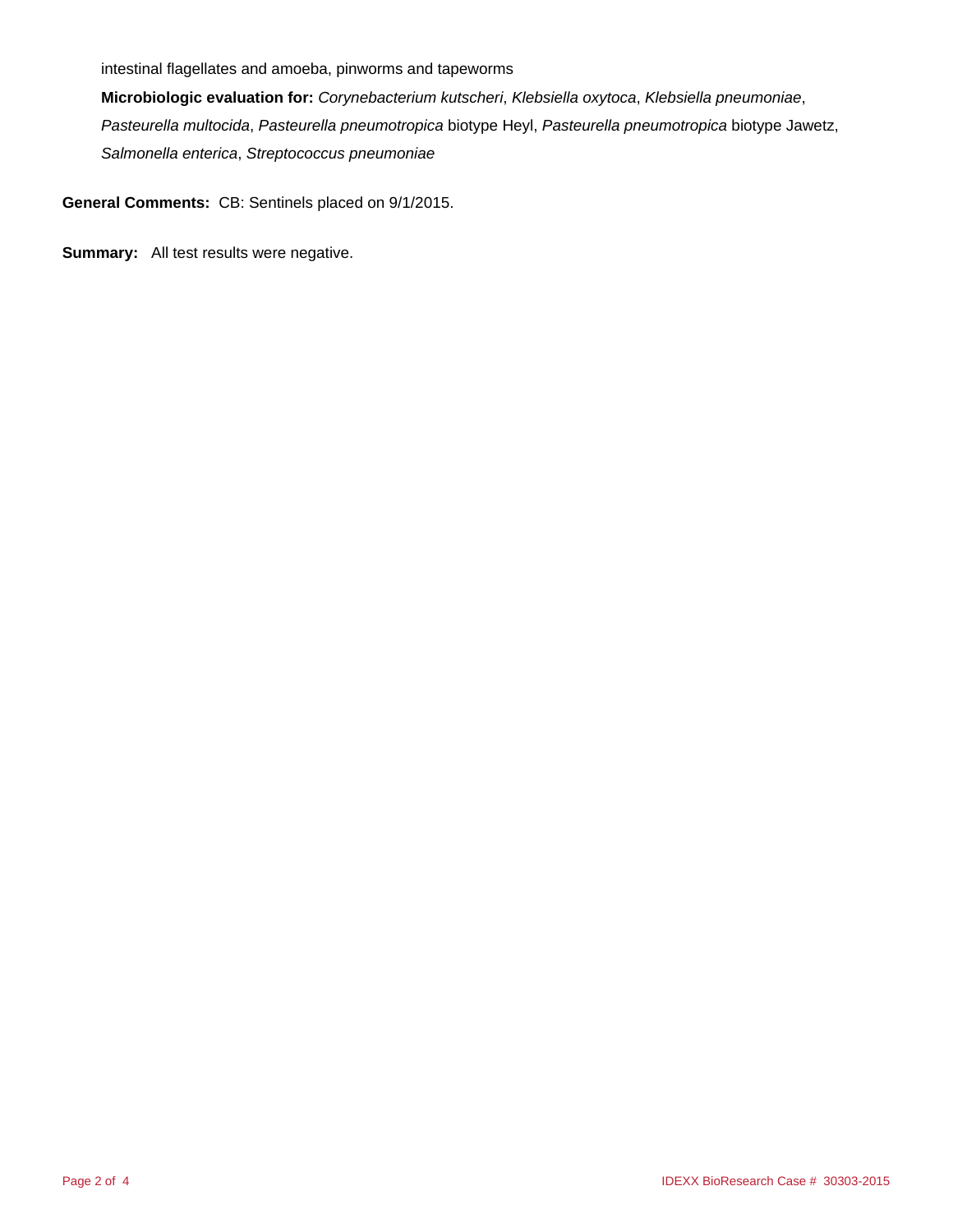intestinal flagellates and amoeba, pinworms and tapeworms

**Microbiologic evaluation for:** *Corynebacterium kutscheri*, *Klebsiella oxytoca*, *Klebsiella pneumoniae*, *Pasteurella multocida*, *Pasteurella pneumotropica* biotype Heyl, *Pasteurella pneumotropica* biotype Jawetz, *Salmonella enterica*, *Streptococcus pneumoniae*

**General Comments:** CB: Sentinels placed on 9/1/2015.

**Summary:** All test results were negative.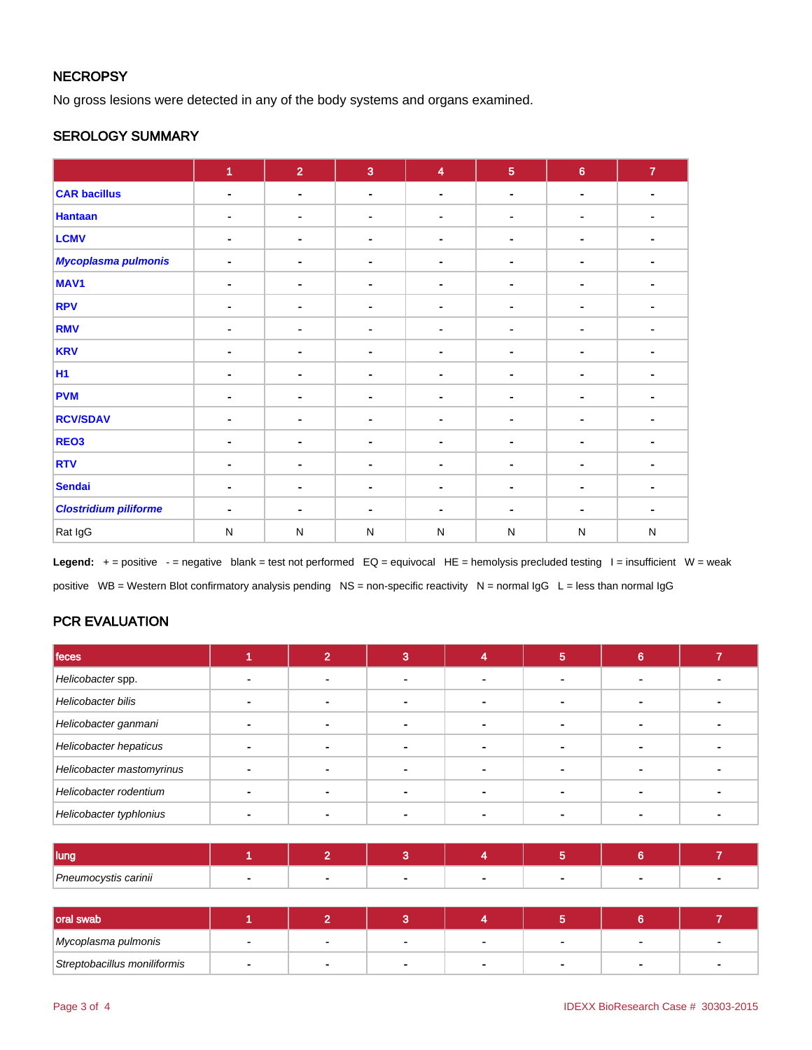## NECROPSY

No gross lesions were detected in any of the body systems and organs examined.

## SEROLOGY SUMMARY

| | 1 | 2 | 3 | 4 | 5 | 6 | 7 |
|---|---|---|---|---|---|---|---|
| CAR bacillus | - | - | - | - | - | - | - |
| Hantaan | - | - | - | - | - | - | - |
| LCMV | - | - | - | - | - | - | - |
| *Mycoplasma pulmonis* | - | - | - | - | - | - | - |
| MAV1 | - | - | - | - | - | - | - |
| RPV | - | - | - | - | - | - | - |
| RMV | - | - | - | - | - | - | - |
| KRV | - | - | - | - | - | - | - |
| H1 | - | - | - | - | - | - | - |
| PVM | - | - | - | - | - | - | - |
| RCV/SDAV | - | - | - | - | - | - | - |
| REO3 | - | - | - | - | - | - | - |
| RTV | - | - | - | - | - | - | - |
| Sendai | - | - | - | - | - | - | - |
| *Clostridium piliforme* | - | - | - | - | - | - | - |
| Rat IgG | N | N | N | N | N | N | N |

**Legend:** + = positive - = negative blank = test not performed EQ = equivocal HE = hemolysis precluded testing I = insufficient W = weak positive WB = Western Blot confirmatory analysis pending NS = non-specific reactivity N = normal IgG L = less than normal IgG

## PCR EVALUATION

| feces | 1 | 2 | 3 | 4 | 5 | 6 | 7 |
|---|---|---|---|---|---|---|---|
| *Helicobacter* spp. | - | - | - | - | - | - | - |
| *Helicobacter bilis* | - | - | - | - | - | - | - |
| *Helicobacter ganmani* | - | - | - | - | - | - | - |
| *Helicobacter hepaticus* | - | - | - | - | - | - | - |
| *Helicobacter mastomyrinus* | - | - | - | - | - | - | - |
| *Helicobacter rodentium* | - | - | - | - | - | - | - |
| *Helicobacter typhlonius* | - | - | - | - | - | - | - |

| lung | 1 | 2 | 3 | 4 | 5 | 6 | 7 |
|---|---|---|---|---|---|---|---|
| *Pneumocystis carinii* | - | - | - | - | - | - | - |

| oral swab | 1 | 2 | 3 | 4 | 5 | 6 | 7 |
|---|---|---|---|---|---|---|---|
| *Mycoplasma pulmonis* | - | - | - | - | - | - | - |
| *Streptobacillus moniliformis* | - | - | - | - | - | - | - |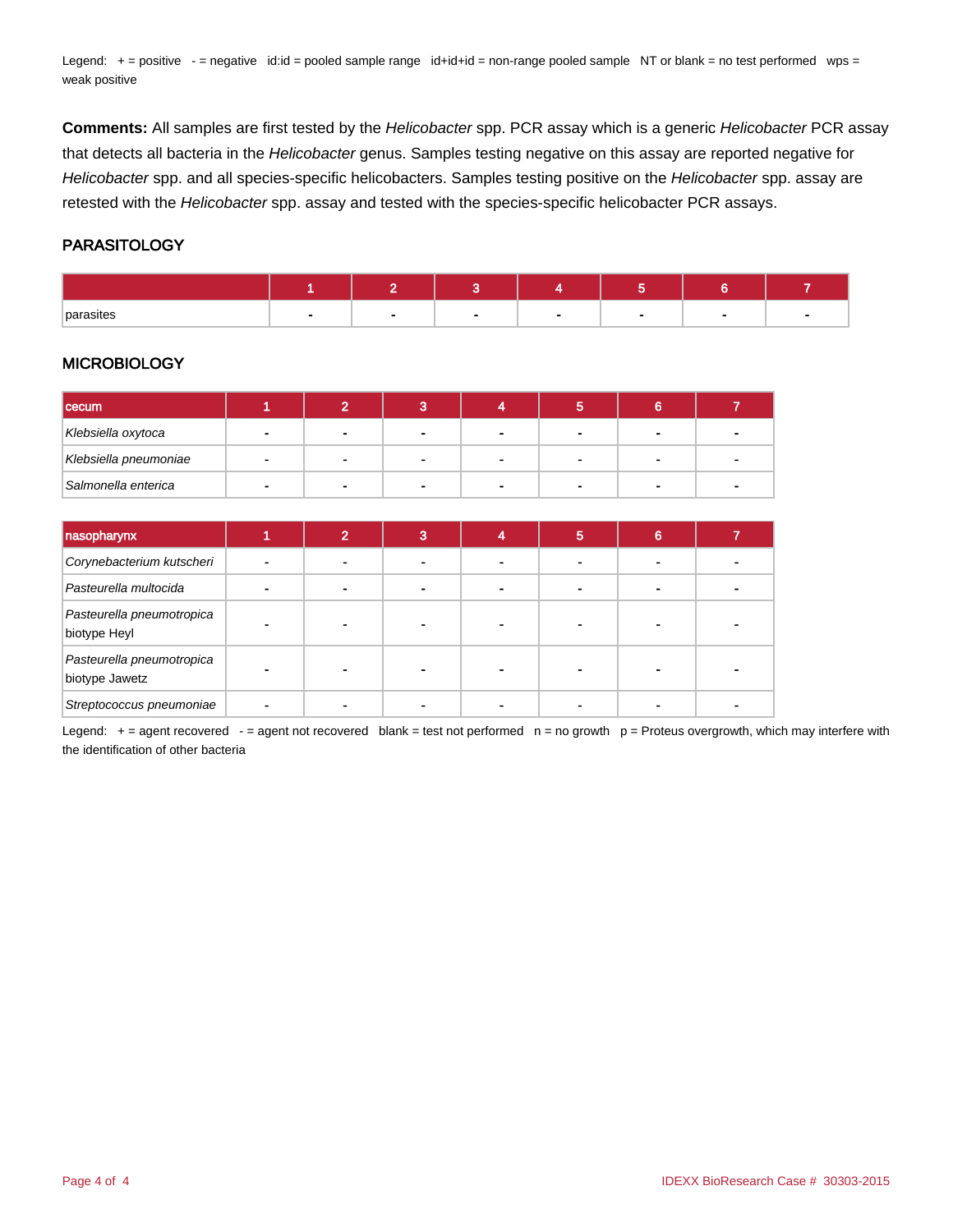Legend: + = positive - = negative id:id = pooled sample range id+id+id = non-range pooled sample NT or blank = no test performed wps = weak positive

**Comments:** All samples are first tested by the *Helicobacter* spp. PCR assay which is a generic *Helicobacter* PCR assay that detects all bacteria in the *Helicobacter* genus. Samples testing negative on this assay are reported negative for *Helicobacter* spp. and all species-specific helicobacters. Samples testing positive on the *Helicobacter* spp. assay are retested with the *Helicobacter* spp. assay and tested with the species-specific helicobacter PCR assays.

## PARASITOLOGY

| | 1 | 2 | 3 | 4 | 5 | 6 | 7 |
|---|---|---|---|---|---|---|---|
| parasites | - | - | - | - | - | - | - |

## MICROBIOLOGY

| cecum | 1 | 2 | 3 | 4 | 5 | 6 | 7 |
|---|---|---|---|---|---|---|---|
| *Klebsiella oxytoca* | - | - | - | - | - | - | - |
| *Klebsiella pneumoniae* | - | - | - | - | - | - | - |
| *Salmonella enterica* | - | - | - | - | - | - | - |

| nasopharynx | 1 | 2 | 3 | 4 | 5 | 6 | 7 |
|---|---|---|---|---|---|---|---|
| *Corynebacterium kutscheri* | - | - | - | - | - | - | - |
| *Pasteurella multocida* | - | - | - | - | - | - | - |
| *Pasteurella pneumotropica* biotype Heyl | - | - | - | - | - | - | - |
| *Pasteurella pneumotropica* biotype Jawetz | - | - | - | - | - | - | - |
| *Streptococcus pneumoniae* | - | - | - | - | - | - | - |

Legend: + = agent recovered - = agent not recovered blank = test not performed n = no growth p = Proteus overgrowth, which may interfere with the identification of other bacteria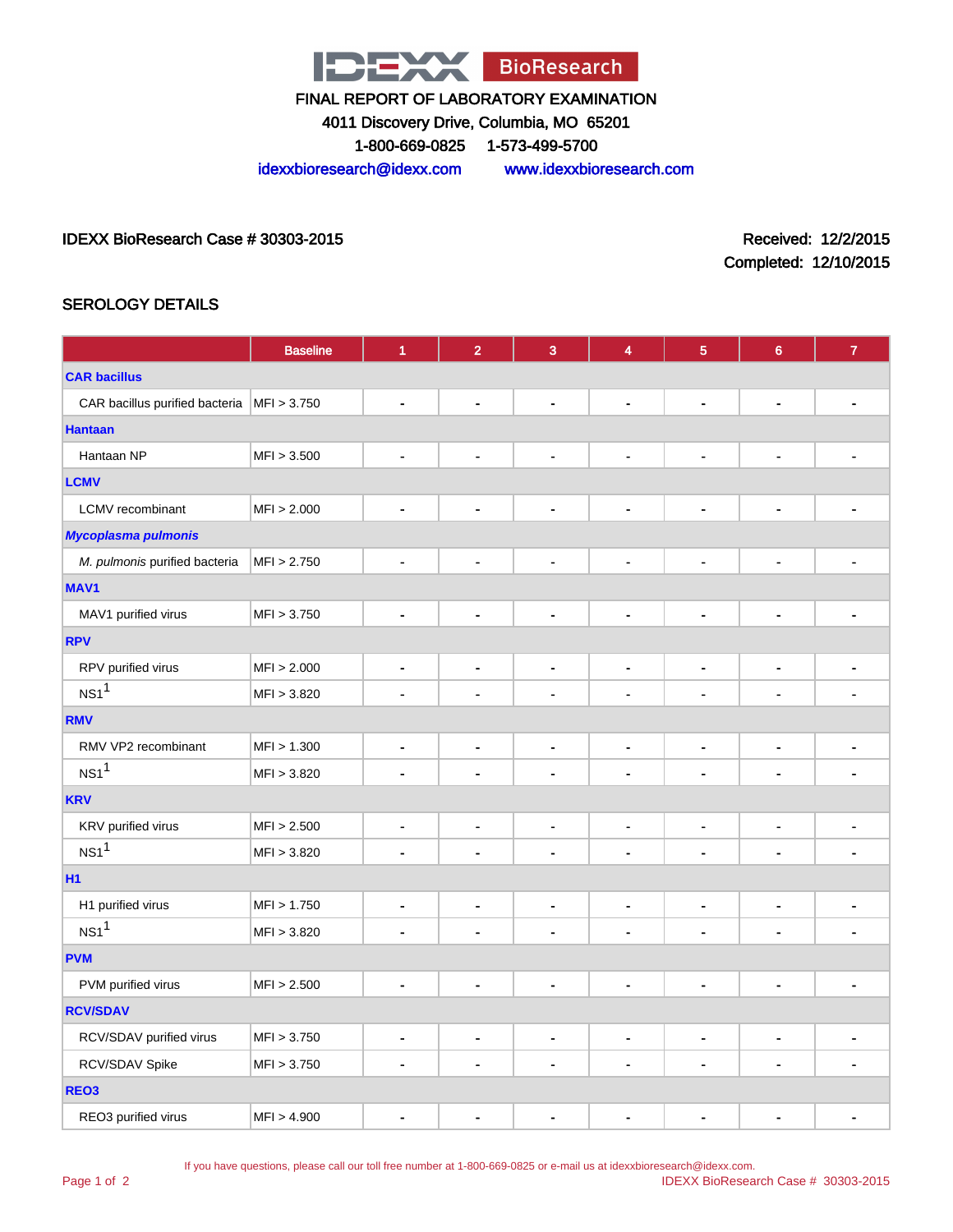IDEXX BioResearch

FINAL REPORT OF LABORATORY EXAMINATION

4011 Discovery Drive, Columbia, MO 65201

1-800-669-0825 1-573-499-5700

idexxbioresearch@idexx.com www.idexxbioresearch.com

IDEXX BioResearch Case # 30303-2015

Received: 12/2/2015
Completed: 12/10/2015

## SEROLOGY DETAILS

| | Baseline | 1 | 2 | 3 | 4 | 5 | 6 | 7 |
|---|---|---|---|---|---|---|---|---|
| **CAR bacillus** | | | | | | | | |
| CAR bacillus purified bacteria | MFI > 3.750 | - | - | - | - | - | - | - |
| **Hantaan** | | | | | | | | |
| Hantaan NP | MFI > 3.500 | - | - | - | - | - | - | - |
| **LCMV** | | | | | | | | |
| LCMV recombinant | MFI > 2.000 | - | - | - | - | - | - | - |
| ***Mycoplasma pulmonis*** | | | | | | | | |
| *M. pulmonis* purified bacteria | MFI > 2.750 | - | - | - | - | - | - | - |
| **MAV1** | | | | | | | | |
| MAV1 purified virus | MFI > 3.750 | - | - | - | - | - | - | - |
| **RPV** | | | | | | | | |
| RPV purified virus | MFI > 2.000 | - | - | - | - | - | - | - |
| NS1[1] | MFI > 3.820 | - | - | - | - | - | - | - |
| **RMV** | | | | | | | | |
| RMV VP2 recombinant | MFI > 1.300 | - | - | - | - | - | - | - |
| NS1[1] | MFI > 3.820 | - | - | - | - | - | - | - |
| **KRV** | | | | | | | | |
| KRV purified virus | MFI > 2.500 | - | - | - | - | - | - | - |
| NS1[1] | MFI > 3.820 | - | - | - | - | - | - | - |
| **H1** | | | | | | | | |
| H1 purified virus | MFI > 1.750 | - | - | - | - | - | - | - |
| NS1[1] | MFI > 3.820 | - | - | - | - | - | - | - |
| **PVM** | | | | | | | | |
| PVM purified virus | MFI > 2.500 | - | - | - | - | - | - | - |
| **RCV/SDAV** | | | | | | | | |
| RCV/SDAV purified virus | MFI > 3.750 | - | - | - | - | - | - | - |
| RCV/SDAV Spike | MFI > 3.750 | - | - | - | - | - | - | - |
| **REO3** | | | | | | | | |
| REO3 purified virus | MFI > 4.900 | - | - | - | - | - | - | - |

If you have questions, please call our toll free number at 1-800-669-0825 or e-mail us at idexxbioresearch@idexx.com.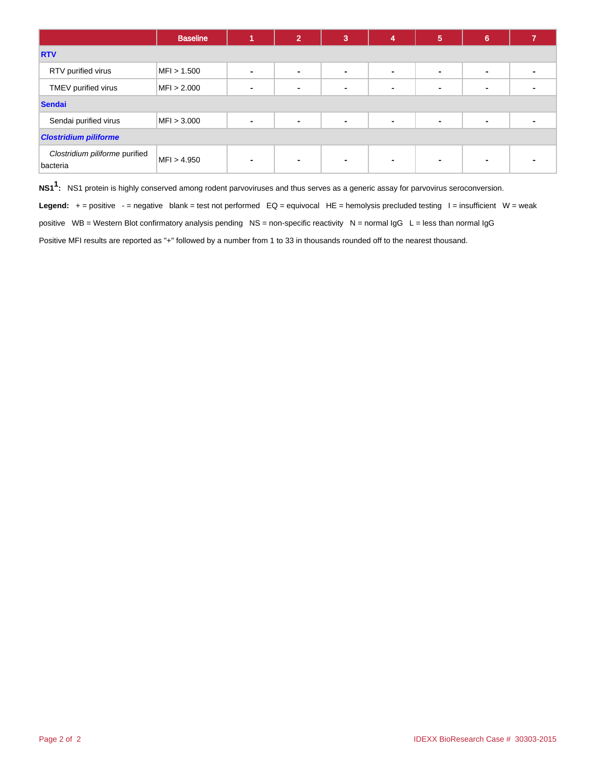| | Baseline | 1 | 2 | 3 | 4 | 5 | 6 | 7 |
|---|---|---|---|---|---|---|---|---|
| **RTV** | | | | | | | | |
| RTV purified virus | MFI > 1.500 | - | - | - | - | - | - | - |
| TMEV purified virus | MFI > 2.000 | - | - | - | - | - | - | - |
| **Sendai** | | | | | | | | |
| Sendai purified virus | MFI > 3.000 | - | - | - | - | - | - | - |
| ***Clostridium piliforme*** | | | | | | | | |
| *Clostridium piliforme* purified bacteria | MFI > 4.950 | - | - | - | - | - | - | - |

**NS1[1]:** NS1 protein is highly conserved among rodent parvoviruses and thus serves as a generic assay for parvovirus seroconversion.

**Legend:** + = positive - = negative blank = test not performed EQ = equivocal HE = hemolysis precluded testing I = insufficient W = weak positive WB = Western Blot confirmatory analysis pending NS = non-specific reactivity N = normal IgG L = less than normal IgG

Positive MFI results are reported as "+" followed by a number from 1 to 33 in thousands rounded off to the nearest thousand.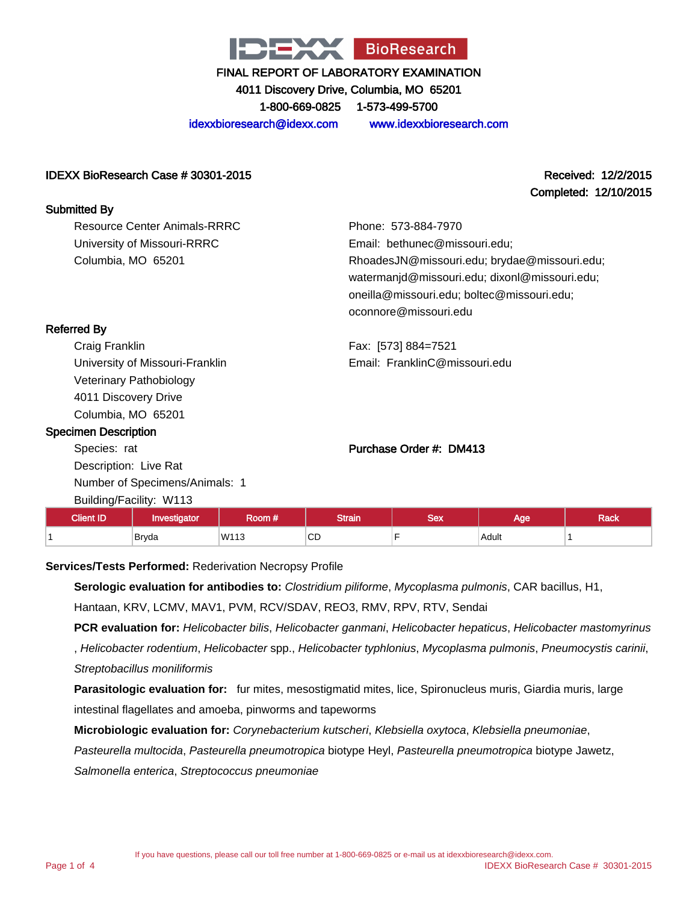IDEXX BioResearch

FINAL REPORT OF LABORATORY EXAMINATION

4011 Discovery Drive, Columbia, MO 65201

1-800-669-0825 1-573-499-5700

idexxbioresearch@idexx.com www.idexxbioresearch.com

**IDEXX BioResearch Case # 30301-2015**

**Received: 12/2/2015**
**Completed: 12/10/2015**

### Submitted By

Resource Center Animals-RRRC
University of Missouri-RRRC
Columbia, MO 65201

Phone: 573-884-7970
Email: bethunec@missouri.edu; RhoadesJN@missouri.edu; brydae@missouri.edu; watermanjd@missouri.edu; dixonl@missouri.edu; oneilla@missouri.edu; boltec@missouri.edu; oconnore@missouri.edu

### Referred By

Craig Franklin
University of Missouri-Franklin
Veterinary Pathobiology
4011 Discovery Drive
Columbia, MO 65201

Fax: [573] 884=7521
Email: FranklinC@missouri.edu

### Specimen Description

Species: rat
Description: Live Rat
Number of Specimens/Animals: 1
Building/Facility: W113

**Purchase Order #: DM413**

| Client ID | Investigator | Room # | Strain | Sex | Age | Rack |
|---|---|---|---|---|---|---|
| 1 | Bryda | W113 | CD | F | Adult | 1 |

**Services/Tests Performed:** Rederivation Necropsy Profile

**Serologic evaluation for antibodies to:** *Clostridium piliforme*, *Mycoplasma pulmonis*, CAR bacillus, H1, Hantaan, KRV, LCMV, MAV1, PVM, RCV/SDAV, REO3, RMV, RPV, RTV, Sendai

**PCR evaluation for:** *Helicobacter bilis*, *Helicobacter ganmani*, *Helicobacter hepaticus*, *Helicobacter mastomyrinus* , *Helicobacter rodentium*, *Helicobacter* spp., *Helicobacter typhlonius*, *Mycoplasma pulmonis*, *Pneumocystis carinii*, *Streptobacillus moniliformis*

**Parasitologic evaluation for:** fur mites, mesostigmatid mites, lice, Spironucleus muris, Giardia muris, large intestinal flagellates and amoeba, pinworms and tapeworms

**Microbiologic evaluation for:** *Corynebacterium kutscheri*, *Klebsiella oxytoca*, *Klebsiella pneumoniae*, *Pasteurella multocida*, *Pasteurella pneumotropica* biotype Heyl, *Pasteurella pneumotropica* biotype Jawetz, *Salmonella enterica*, *Streptococcus pneumoniae*

If you have questions, please call our toll free number at 1-800-669-0825 or e-mail us at idexxbioresearch@idexx.com.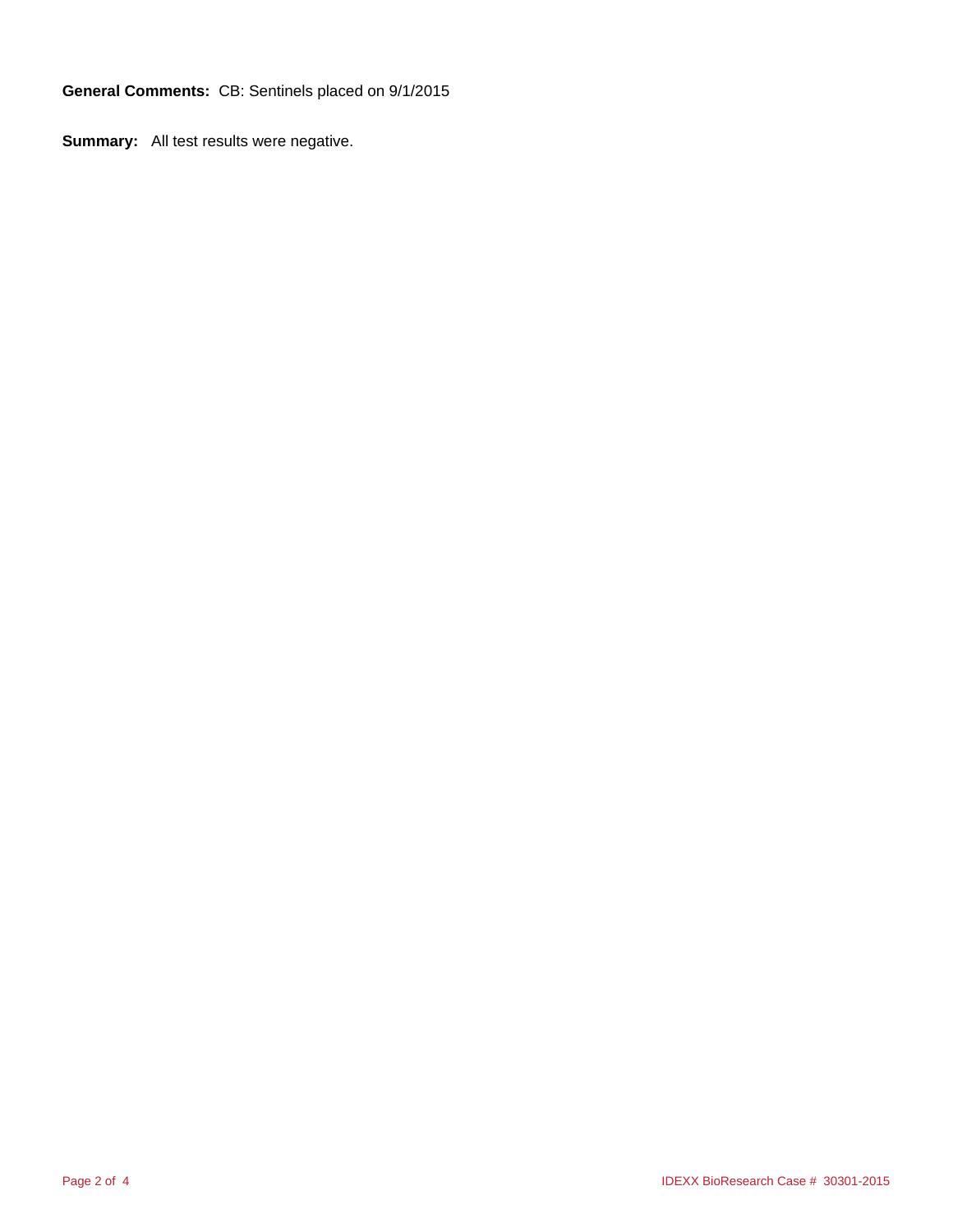**General Comments:** CB: Sentinels placed on 9/1/2015

**Summary:** All test results were negative.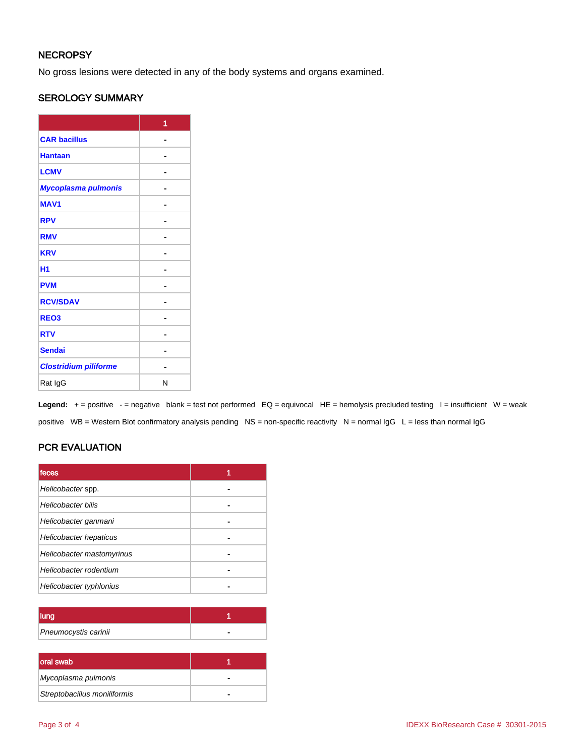## NECROPSY

No gross lesions were detected in any of the body systems and organs examined.

## SEROLOGY SUMMARY

| | 1 |
|---|---|
| **CAR bacillus** | - |
| **Hantaan** | - |
| **LCMV** | - |
| ***Mycoplasma pulmonis*** | - |
| **MAV1** | - |
| **RPV** | - |
| **RMV** | - |
| **KRV** | - |
| **H1** | - |
| **PVM** | - |
| **RCV/SDAV** | - |
| **REO3** | - |
| **RTV** | - |
| **Sendai** | - |
| ***Clostridium piliforme*** | - |
| Rat IgG | N |

**Legend:** + = positive - = negative blank = test not performed EQ = equivocal HE = hemolysis precluded testing I = insufficient W = weak positive WB = Western Blot confirmatory analysis pending NS = non-specific reactivity N = normal IgG L = less than normal IgG

## PCR EVALUATION

| feces | 1 |
|---|---|
| *Helicobacter* spp. | - |
| *Helicobacter bilis* | - |
| *Helicobacter ganmani* | - |
| *Helicobacter hepaticus* | - |
| *Helicobacter mastomyrinus* | - |
| *Helicobacter rodentium* | - |
| *Helicobacter typhlonius* | - |

| lung | 1 |
|---|---|
| *Pneumocystis carinii* | - |

| oral swab | 1 |
|---|---|
| *Mycoplasma pulmonis* | - |
| *Streptobacillus moniliformis* | - |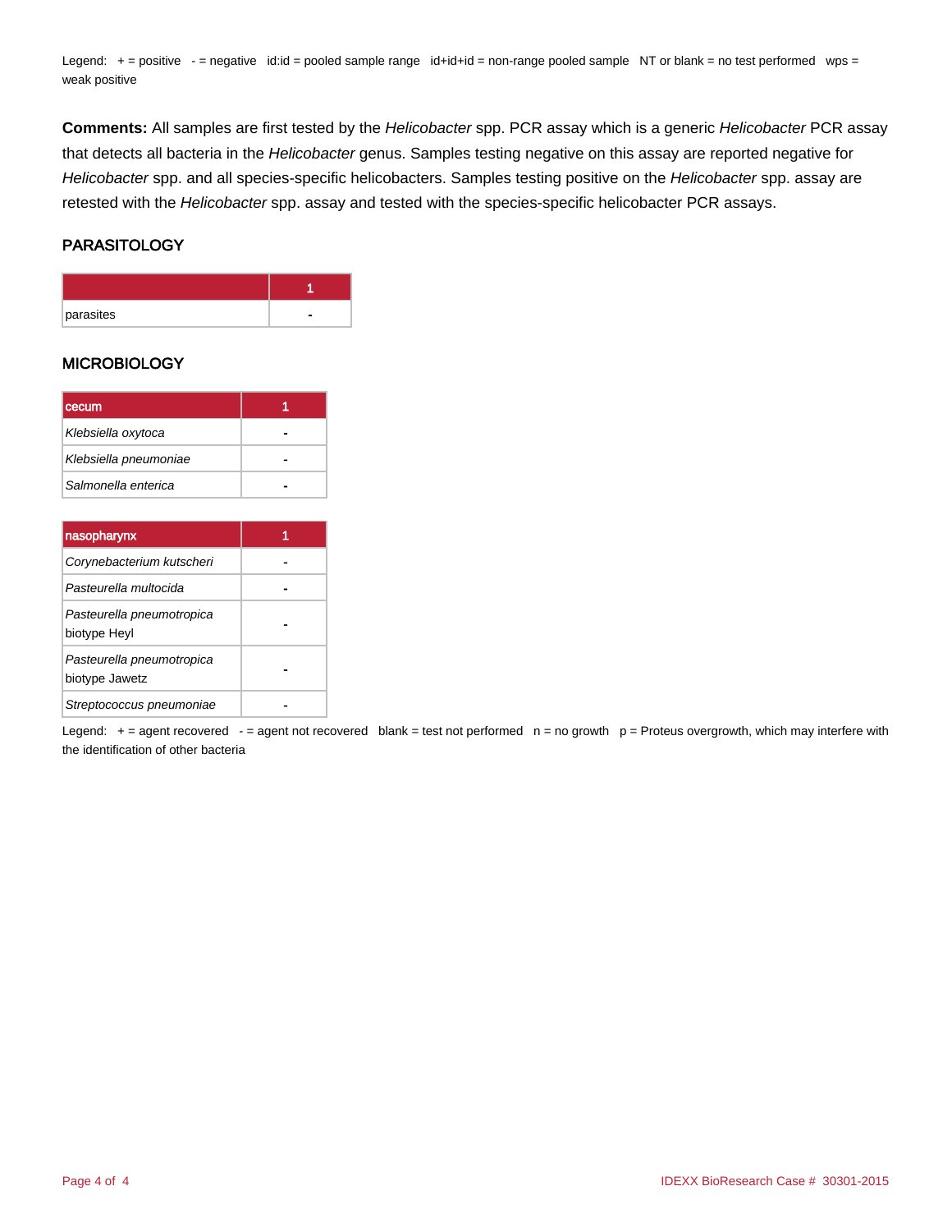Legend: + = positive - = negative id:id = pooled sample range id+id+id = non-range pooled sample NT or blank = no test performed wps = weak positive

**Comments:** All samples are first tested by the *Helicobacter* spp. PCR assay which is a generic *Helicobacter* PCR assay that detects all bacteria in the *Helicobacter* genus. Samples testing negative on this assay are reported negative for *Helicobacter* spp. and all species-specific helicobacters. Samples testing positive on the *Helicobacter* spp. assay are retested with the *Helicobacter* spp. assay and tested with the species-specific helicobacter PCR assays.

## PARASITOLOGY

| | 1 |
|---|---|
| parasites | - |

## MICROBIOLOGY

| cecum | 1 |
|---|---|
| *Klebsiella oxytoca* | - |
| *Klebsiella pneumoniae* | - |
| *Salmonella enterica* | - |

| nasopharynx | 1 |
|---|---|
| *Corynebacterium kutscheri* | - |
| *Pasteurella multocida* | - |
| *Pasteurella pneumotropica* biotype Heyl | - |
| *Pasteurella pneumotropica* biotype Jawetz | - |
| *Streptococcus pneumoniae* | - |

Legend: + = agent recovered - = agent not recovered blank = test not performed n = no growth p = Proteus overgrowth, which may interfere with the identification of other bacteria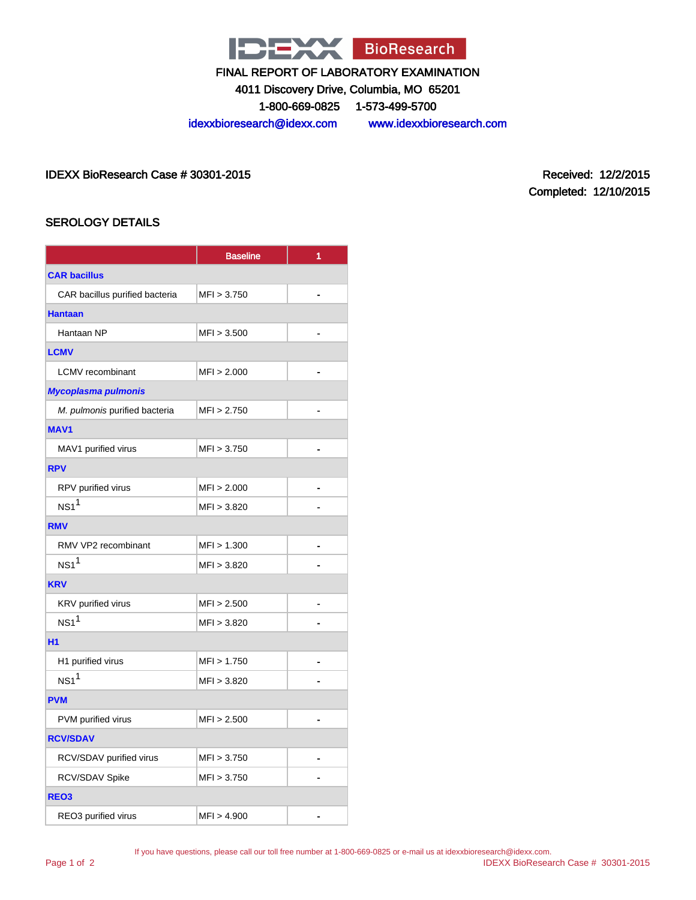IDEXX BioResearch

FINAL REPORT OF LABORATORY EXAMINATION

4011 Discovery Drive, Columbia, MO 65201

1-800-669-0825 1-573-499-5700

idexxbioresearch@idexx.com www.idexxbioresearch.com

IDEXX BioResearch Case # 30301-2015

Received: 12/2/2015

Completed: 12/10/2015

## SEROLOGY DETAILS

| | Baseline | 1 |
|---|---|---|
| **CAR bacillus** | | |
| CAR bacillus purified bacteria | MFI > 3.750 | - |
| **Hantaan** | | |
| Hantaan NP | MFI > 3.500 | - |
| **LCMV** | | |
| LCMV recombinant | MFI > 2.000 | - |
| ***Mycoplasma pulmonis*** | | |
| *M. pulmonis* purified bacteria | MFI > 2.750 | - |
| **MAV1** | | |
| MAV1 purified virus | MFI > 3.750 | - |
| **RPV** | | |
| RPV purified virus | MFI > 2.000 | - |
| NS1[1] | MFI > 3.820 | - |
| **RMV** | | |
| RMV VP2 recombinant | MFI > 1.300 | - |
| NS1[1] | MFI > 3.820 | - |
| **KRV** | | |
| KRV purified virus | MFI > 2.500 | - |
| NS1[1] | MFI > 3.820 | - |
| **H1** | | |
| H1 purified virus | MFI > 1.750 | - |
| NS1[1] | MFI > 3.820 | - |
| **PVM** | | |
| PVM purified virus | MFI > 2.500 | - |
| **RCV/SDAV** | | |
| RCV/SDAV purified virus | MFI > 3.750 | - |
| RCV/SDAV Spike | MFI > 3.750 | - |
| **REO3** | | |
| REO3 purified virus | MFI > 4.900 | - |

If you have questions, please call our toll free number at 1-800-669-0825 or e-mail us at idexxbioresearch@idexx.com.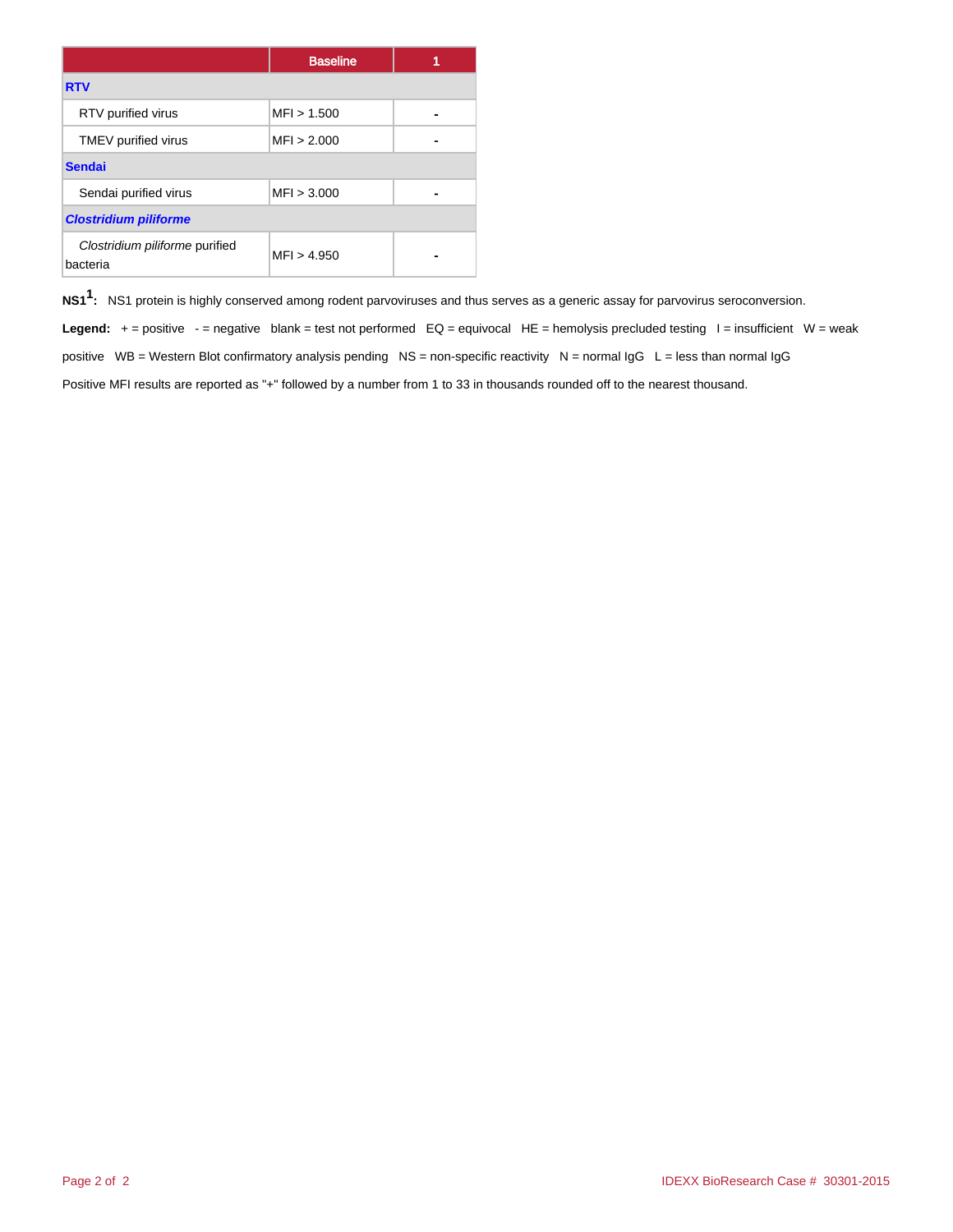| | Baseline | 1 |
|---|---|---|
| **RTV** | | |
| RTV purified virus | MFI > 1.500 | - |
| TMEV purified virus | MFI > 2.000 | - |
| **Sendai** | | |
| Sendai purified virus | MFI > 3.000 | - |
| ***Clostridium piliforme*** | | |
| *Clostridium piliforme* purified bacteria | MFI > 4.950 | - |

**NS1[1]:** NS1 protein is highly conserved among rodent parvoviruses and thus serves as a generic assay for parvovirus seroconversion.

**Legend:** + = positive - = negative blank = test not performed EQ = equivocal HE = hemolysis precluded testing I = insufficient W = weak positive WB = Western Blot confirmatory analysis pending NS = non-specific reactivity N = normal IgG L = less than normal IgG

Positive MFI results are reported as "+" followed by a number from 1 to 33 in thousands rounded off to the nearest thousand.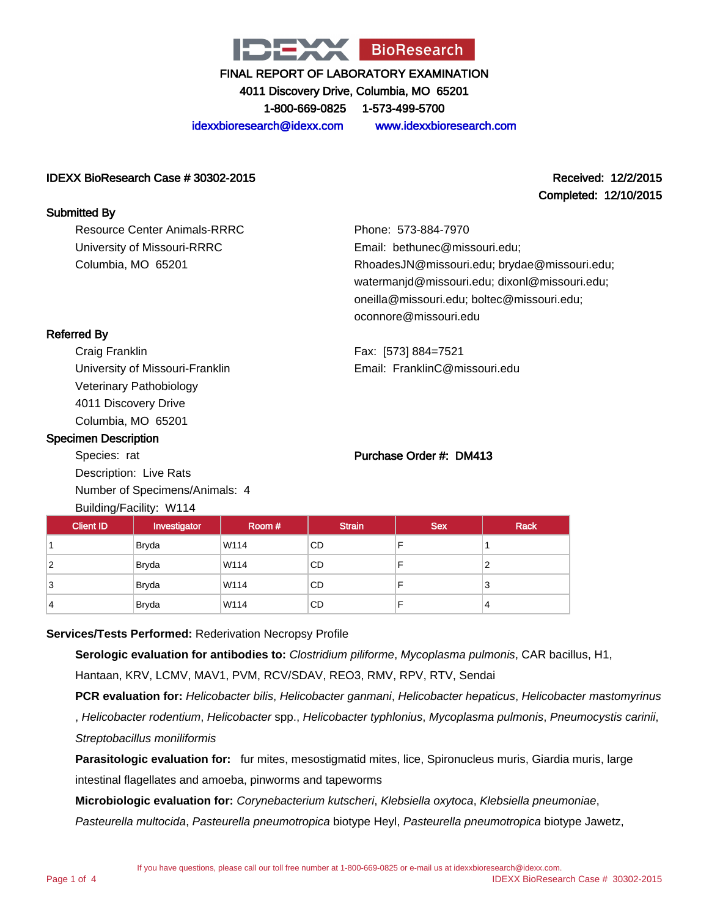# IDEXX BioResearch

**FINAL REPORT OF LABORATORY EXAMINATION**

**4011 Discovery Drive, Columbia, MO 65201**

**1-800-669-0825 1-573-499-5700**

idexxbioresearch@idexx.com www.idexxbioresearch.com

**IDEXX BioResearch Case # 30302-2015**

**Received: 12/2/2015**

**Completed: 12/10/2015**

**Submitted By**

Resource Center Animals-RRRC
University of Missouri-RRRC
Columbia, MO 65201

Phone: 573-884-7970
Email: bethunec@missouri.edu; RhoadesJN@missouri.edu; brydae@missouri.edu; watermanjd@missouri.edu; dixonl@missouri.edu; oneilla@missouri.edu; boltec@missouri.edu; oconnore@missouri.edu

**Referred By**

Craig Franklin
University of Missouri-Franklin
Veterinary Pathobiology
4011 Discovery Drive
Columbia, MO 65201

Fax: [573] 884=7521
Email: FranklinC@missouri.edu

**Specimen Description**

Species: rat
Description: Live Rats
Number of Specimens/Animals: 4
Building/Facility: W114

**Purchase Order #: DM413**

| Client ID | Investigator | Room # | Strain | Sex | Rack |
|---|---|---|---|---|---|
| 1 | Bryda | W114 | CD | F | 1 |
| 2 | Bryda | W114 | CD | F | 2 |
| 3 | Bryda | W114 | CD | F | 3 |
| 4 | Bryda | W114 | CD | F | 4 |

**Services/Tests Performed:** Rederivation Necropsy Profile

**Serologic evaluation for antibodies to:** *Clostridium piliforme*, *Mycoplasma pulmonis*, CAR bacillus, H1, Hantaan, KRV, LCMV, MAV1, PVM, RCV/SDAV, REO3, RMV, RPV, RTV, Sendai

**PCR evaluation for:** *Helicobacter bilis*, *Helicobacter ganmani*, *Helicobacter hepaticus*, *Helicobacter mastomyrinus*, *Helicobacter rodentium*, *Helicobacter* spp., *Helicobacter typhlonius*, *Mycoplasma pulmonis*, *Pneumocystis carinii*, *Streptobacillus moniliformis*

**Parasitologic evaluation for:** fur mites, mesostigmatid mites, lice, Spironucleus muris, Giardia muris, large intestinal flagellates and amoeba, pinworms and tapeworms

**Microbiologic evaluation for:** *Corynebacterium kutscheri*, *Klebsiella oxytoca*, *Klebsiella pneumoniae*, *Pasteurella multocida*, *Pasteurella pneumotropica* biotype Heyl, *Pasteurella pneumotropica* biotype Jawetz,

If you have questions, please call our toll free number at 1-800-669-0825 or e-mail us at idexxbioresearch@idexx.com.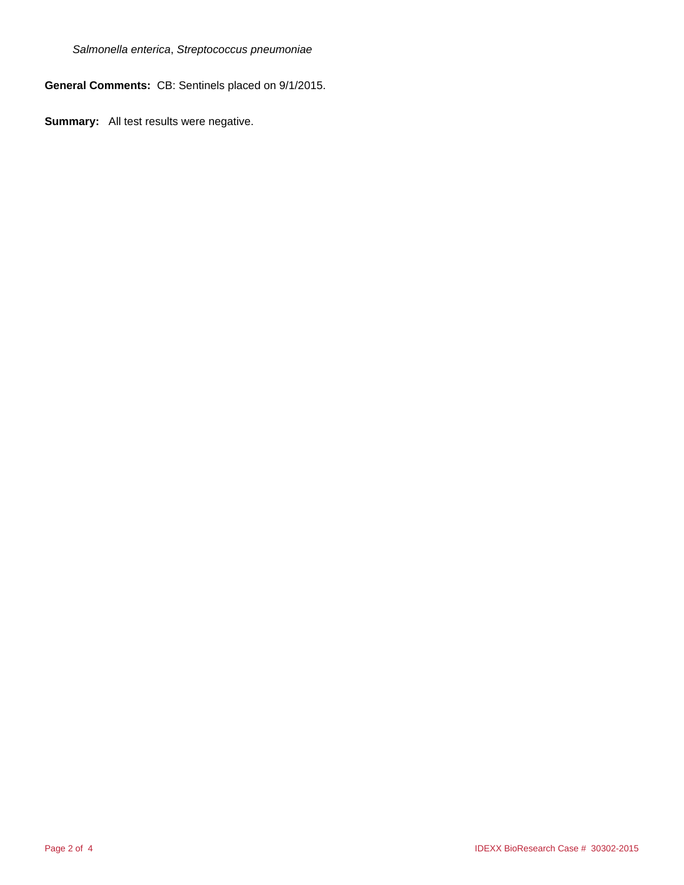*Salmonella enterica*, *Streptococcus pneumoniae*

**General Comments:** CB: Sentinels placed on 9/1/2015.

**Summary:** All test results were negative.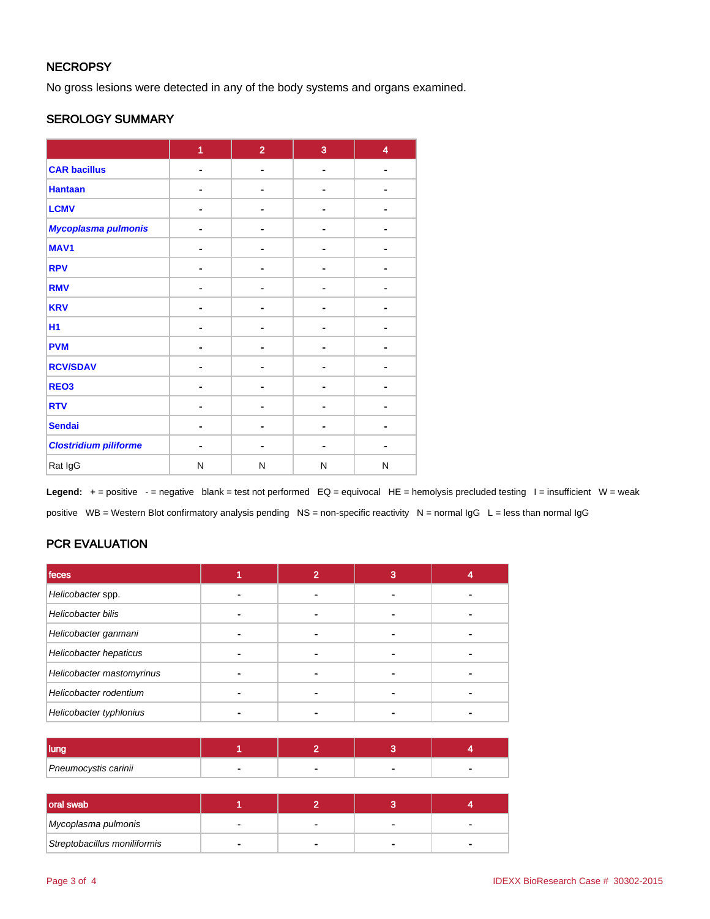## NECROPSY

No gross lesions were detected in any of the body systems and organs examined.

## SEROLOGY SUMMARY

| | 1 | 2 | 3 | 4 |
|---|---|---|---|---|
| **CAR bacillus** | - | - | - | - |
| **Hantaan** | - | - | - | - |
| **LCMV** | - | - | - | - |
| ***Mycoplasma pulmonis*** | - | - | - | - |
| **MAV1** | - | - | - | - |
| **RPV** | - | - | - | - |
| **RMV** | - | - | - | - |
| **KRV** | - | - | - | - |
| **H1** | - | - | - | - |
| **PVM** | - | - | - | - |
| **RCV/SDAV** | - | - | - | - |
| **REO3** | - | - | - | - |
| **RTV** | - | - | - | - |
| **Sendai** | - | - | - | - |
| ***Clostridium piliforme*** | - | - | - | - |
| Rat IgG | N | N | N | N |

**Legend:** + = positive - = negative blank = test not performed EQ = equivocal HE = hemolysis precluded testing I = insufficient W = weak positive WB = Western Blot confirmatory analysis pending NS = non-specific reactivity N = normal IgG L = less than normal IgG

## PCR EVALUATION

| feces | 1 | 2 | 3 | 4 |
|---|---|---|---|---|
| *Helicobacter* spp. | - | - | - | - |
| *Helicobacter bilis* | - | - | - | - |
| *Helicobacter ganmani* | - | - | - | - |
| *Helicobacter hepaticus* | - | - | - | - |
| *Helicobacter mastomyrinus* | - | - | - | - |
| *Helicobacter rodentium* | - | - | - | - |
| *Helicobacter typhlonius* | - | - | - | - |

| lung | 1 | 2 | 3 | 4 |
|---|---|---|---|---|
| *Pneumocystis carinii* | - | - | - | - |

| oral swab | 1 | 2 | 3 | 4 |
|---|---|---|---|---|
| *Mycoplasma pulmonis* | - | - | - | - |
| *Streptobacillus moniliformis* | - | - | - | - |

IDEXX BioResearch Case # 30302-2015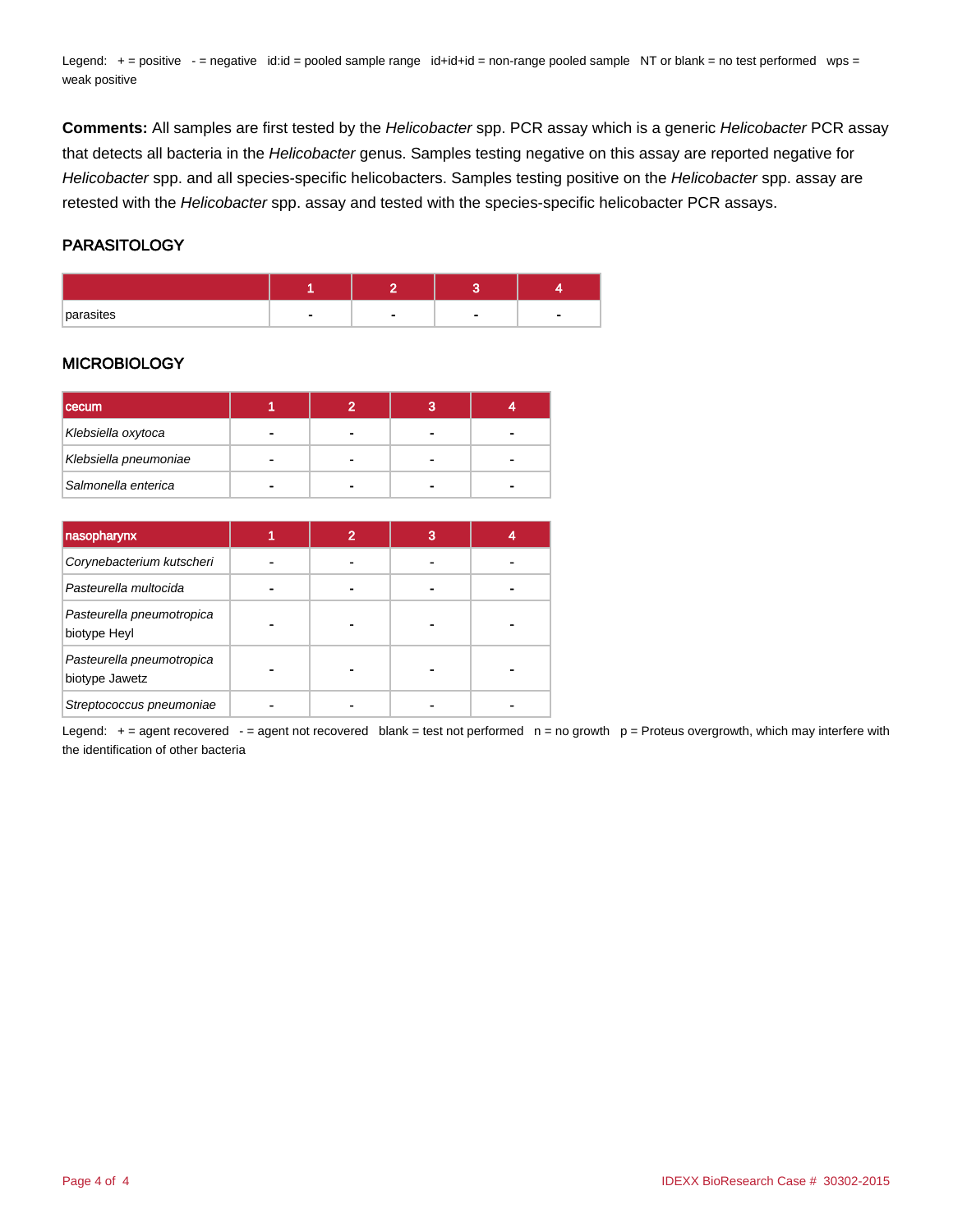Legend: + = positive - = negative id:id = pooled sample range id+id+id = non-range pooled sample NT or blank = no test performed wps = weak positive

**Comments:** All samples are first tested by the *Helicobacter* spp. PCR assay which is a generic *Helicobacter* PCR assay that detects all bacteria in the *Helicobacter* genus. Samples testing negative on this assay are reported negative for *Helicobacter* spp. and all species-specific helicobacters. Samples testing positive on the *Helicobacter* spp. assay are retested with the *Helicobacter* spp. assay and tested with the species-specific helicobacter PCR assays.

## PARASITOLOGY

| | 1 | 2 | 3 | 4 |
|---|---|---|---|---|
| parasites | - | - | - | - |

## MICROBIOLOGY

| cecum | 1 | 2 | 3 | 4 |
|---|---|---|---|---|
| *Klebsiella oxytoca* | - | - | - | - |
| *Klebsiella pneumoniae* | - | - | - | - |
| *Salmonella enterica* | - | - | - | - |

| nasopharynx | 1 | 2 | 3 | 4 |
|---|---|---|---|---|
| *Corynebacterium kutscheri* | - | - | - | - |
| *Pasteurella multocida* | - | - | - | - |
| *Pasteurella pneumotropica* biotype Heyl | - | - | - | - |
| *Pasteurella pneumotropica* biotype Jawetz | - | - | - | - |
| *Streptococcus pneumoniae* | - | - | - | - |

Legend: + = agent recovered - = agent not recovered blank = test not performed n = no growth p = Proteus overgrowth, which may interfere with the identification of other bacteria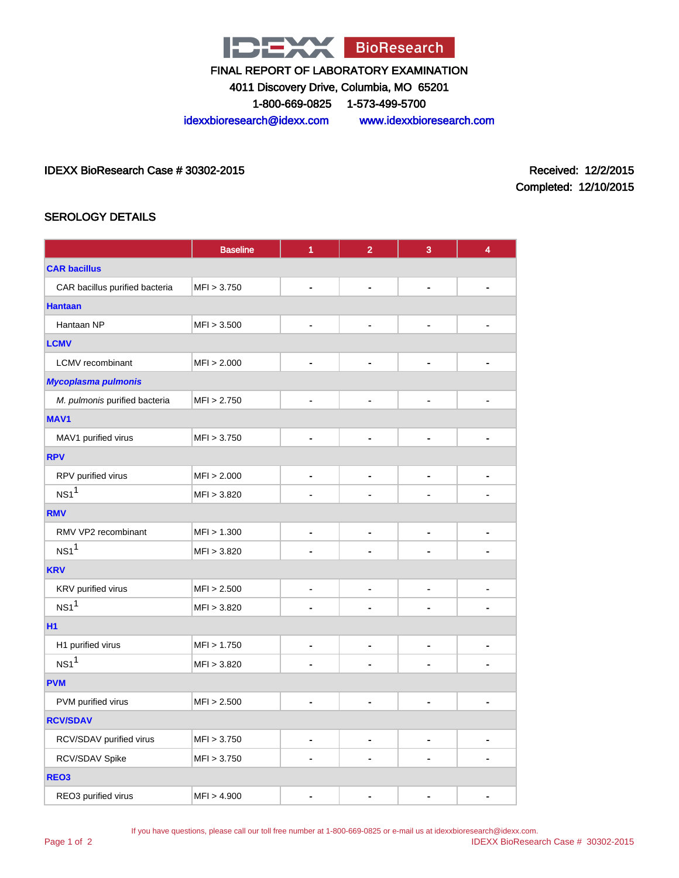FINAL REPORT OF LABORATORY EXAMINATION

4011 Discovery Drive, Columbia, MO 65201

1-800-669-0825 1-573-499-5700

idexxbioresearch@idexx.com www.idexxbioresearch.com

IDEXX BioResearch Case # 30302-2015

Received: 12/2/2015

Completed: 12/10/2015

## SEROLOGY DETAILS

| | Baseline | 1 | 2 | 3 | 4 |
|---|---|---|---|---|---|
| **CAR bacillus** | | | | | |
| CAR bacillus purified bacteria | MFI > 3.750 | - | - | - | - |
| **Hantaan** | | | | | |
| Hantaan NP | MFI > 3.500 | - | - | - | - |
| **LCMV** | | | | | |
| LCMV recombinant | MFI > 2.000 | - | - | - | - |
| ***Mycoplasma pulmonis*** | | | | | |
| *M. pulmonis* purified bacteria | MFI > 2.750 | - | - | - | - |
| **MAV1** | | | | | |
| MAV1 purified virus | MFI > 3.750 | - | - | - | - |
| **RPV** | | | | | |
| RPV purified virus | MFI > 2.000 | - | - | - | - |
| NS1[1] | MFI > 3.820 | - | - | - | - |
| **RMV** | | | | | |
| RMV VP2 recombinant | MFI > 1.300 | - | - | - | - |
| NS1[1] | MFI > 3.820 | - | - | - | - |
| **KRV** | | | | | |
| KRV purified virus | MFI > 2.500 | - | - | - | - |
| NS1[1] | MFI > 3.820 | - | - | - | - |
| **H1** | | | | | |
| H1 purified virus | MFI > 1.750 | - | - | - | - |
| NS1[1] | MFI > 3.820 | - | - | - | - |
| **PVM** | | | | | |
| PVM purified virus | MFI > 2.500 | - | - | - | - |
| **RCV/SDAV** | | | | | |
| RCV/SDAV purified virus | MFI > 3.750 | - | - | - | - |
| RCV/SDAV Spike | MFI > 3.750 | - | - | - | - |
| **REO3** | | | | | |
| REO3 purified virus | MFI > 4.900 | - | - | - | - |

If you have questions, please call our toll free number at 1-800-669-0825 or e-mail us at idexxbioresearch@idexx.com.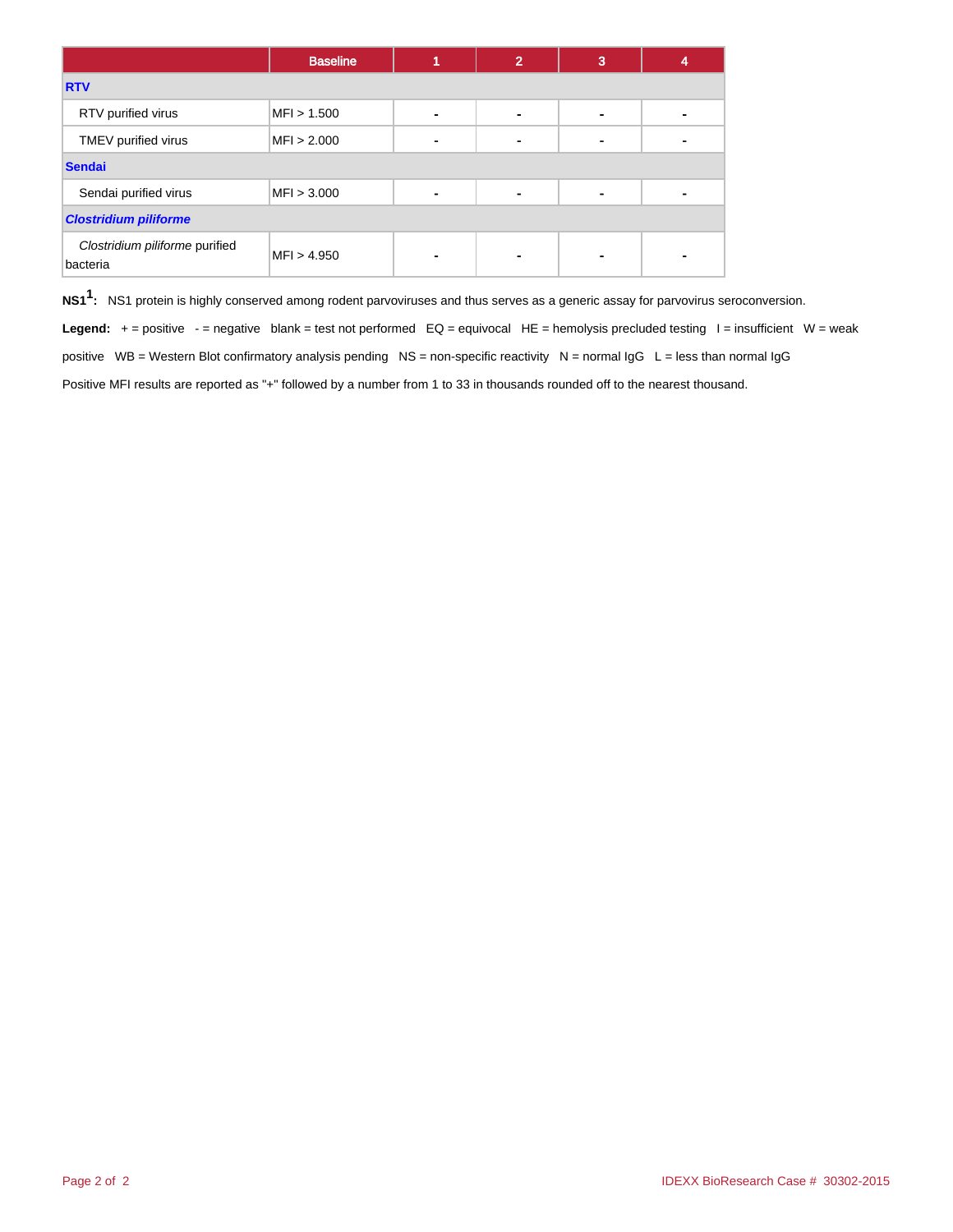| | Baseline | 1 | 2 | 3 | 4 |
|---|---|---|---|---|---|
| **RTV** | | | | | |
| RTV purified virus | MFI > 1.500 | - | - | - | - |
| TMEV purified virus | MFI > 2.000 | - | - | - | - |
| **Sendai** | | | | | |
| Sendai purified virus | MFI > 3.000 | - | - | - | - |
| ***Clostridium piliforme*** | | | | | |
| *Clostridium piliforme* purified bacteria | MFI > 4.950 | - | - | - | - |

**NS1[1]:** NS1 protein is highly conserved among rodent parvoviruses and thus serves as a generic assay for parvovirus seroconversion.

**Legend:** + = positive - = negative blank = test not performed EQ = equivocal HE = hemolysis precluded testing I = insufficient W = weak positive WB = Western Blot confirmatory analysis pending NS = non-specific reactivity N = normal IgG L = less than normal IgG

Positive MFI results are reported as "+" followed by a number from 1 to 33 in thousands rounded off to the nearest thousand.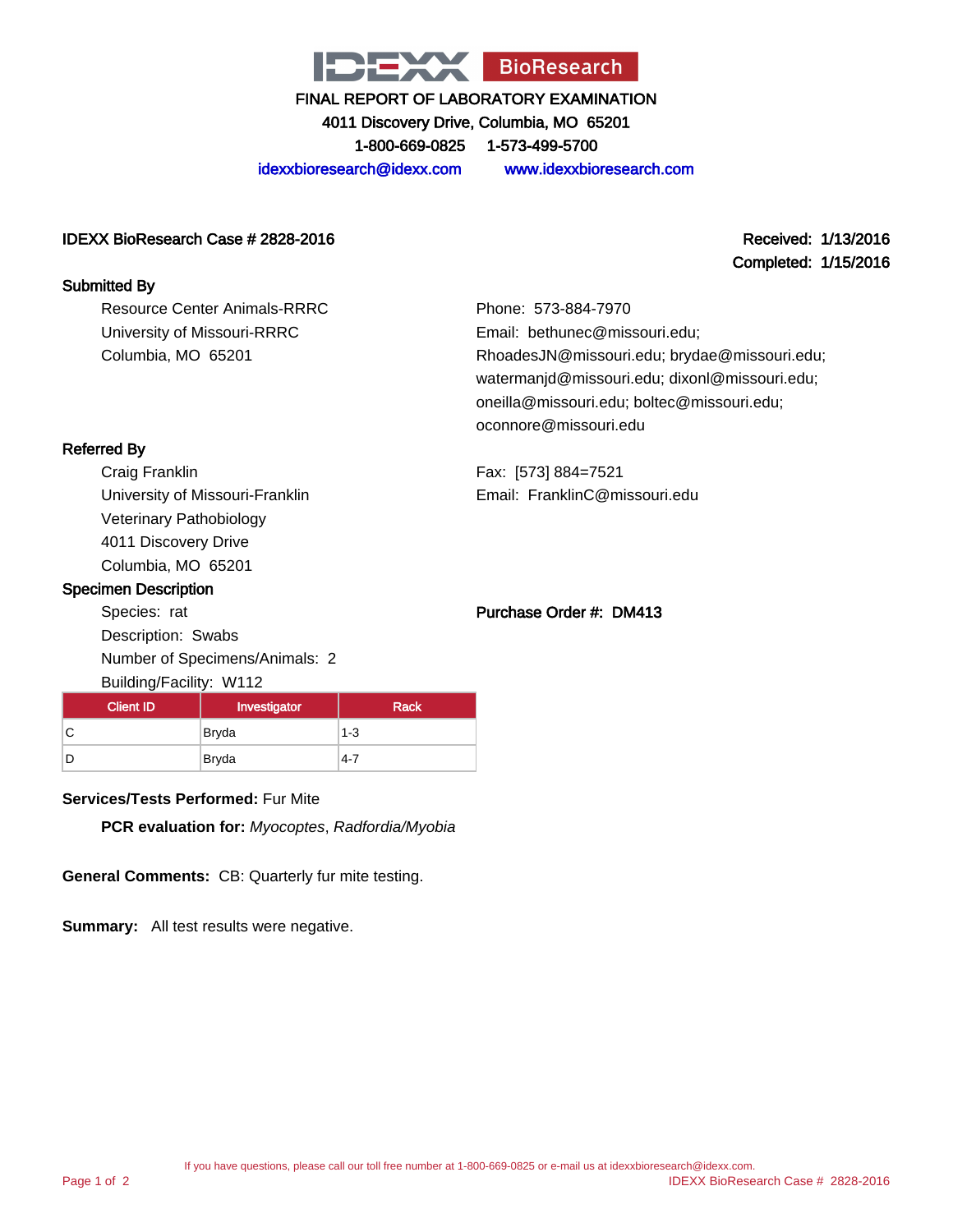# IDEXX BioResearch

FINAL REPORT OF LABORATORY EXAMINATION

4011 Discovery Drive, Columbia, MO 65201

1-800-669-0825 1-573-499-5700

idexxbioresearch@idexx.com www.idexxbioresearch.com

**IDEXX BioResearch Case # 2828-2016**

**Received: 1/13/2016**
**Completed: 1/15/2016**

**Submitted By**

Resource Center Animals-RRRC
University of Missouri-RRRC
Columbia, MO 65201

Phone: 573-884-7970
Email: bethunec@missouri.edu; RhoadesJN@missouri.edu; brydae@missouri.edu; watermanjd@missouri.edu; dixonl@missouri.edu; oneilla@missouri.edu; boltec@missouri.edu; oconnore@missouri.edu

**Referred By**

Craig Franklin
University of Missouri-Franklin
Veterinary Pathobiology
4011 Discovery Drive
Columbia, MO 65201

Fax: [573] 884=7521
Email: FranklinC@missouri.edu

**Specimen Description**

Species: rat
Description: Swabs
Number of Specimens/Animals: 2
Building/Facility: W112

**Purchase Order #: DM413**

| Client ID | Investigator | Rack |
|---|---|---|
| C | Bryda | 1-3 |
| D | Bryda | 4-7 |

**Services/Tests Performed:** Fur Mite

**PCR evaluation for:** *Myocoptes*, *Radfordia/Myobia*

**General Comments:** CB: Quarterly fur mite testing.

**Summary:** All test results were negative.

If you have questions, please call our toll free number at 1-800-669-0825 or e-mail us at idexxbioresearch@idexx.com.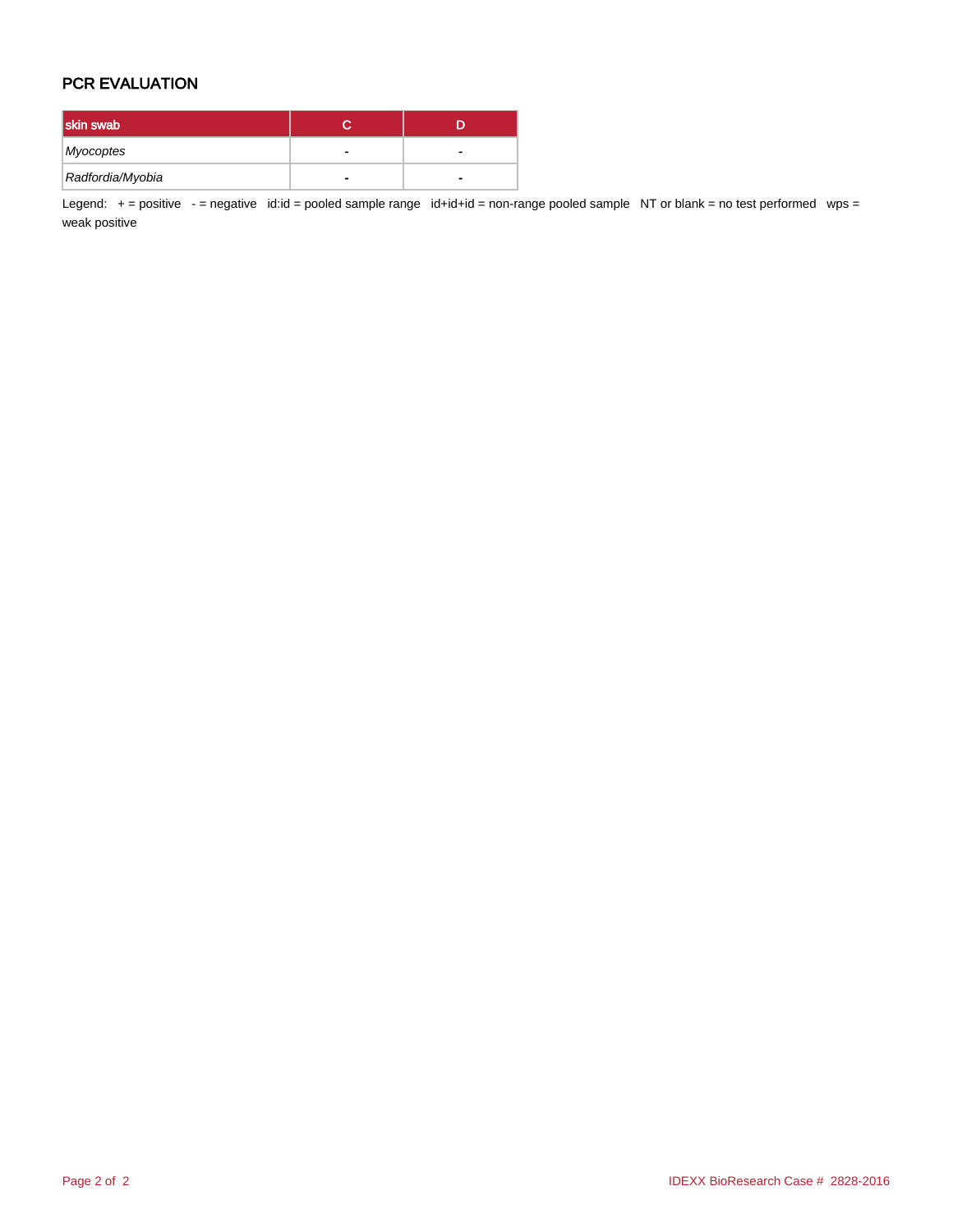## PCR EVALUATION

| skin swab | C | D |
|---|---|---|
| *Myocoptes* | - | - |
| *Radfordia/Myobia* | - | - |

Legend: + = positive - = negative id:id = pooled sample range id+id+id = non-range pooled sample NT or blank = no test performed wps = weak positive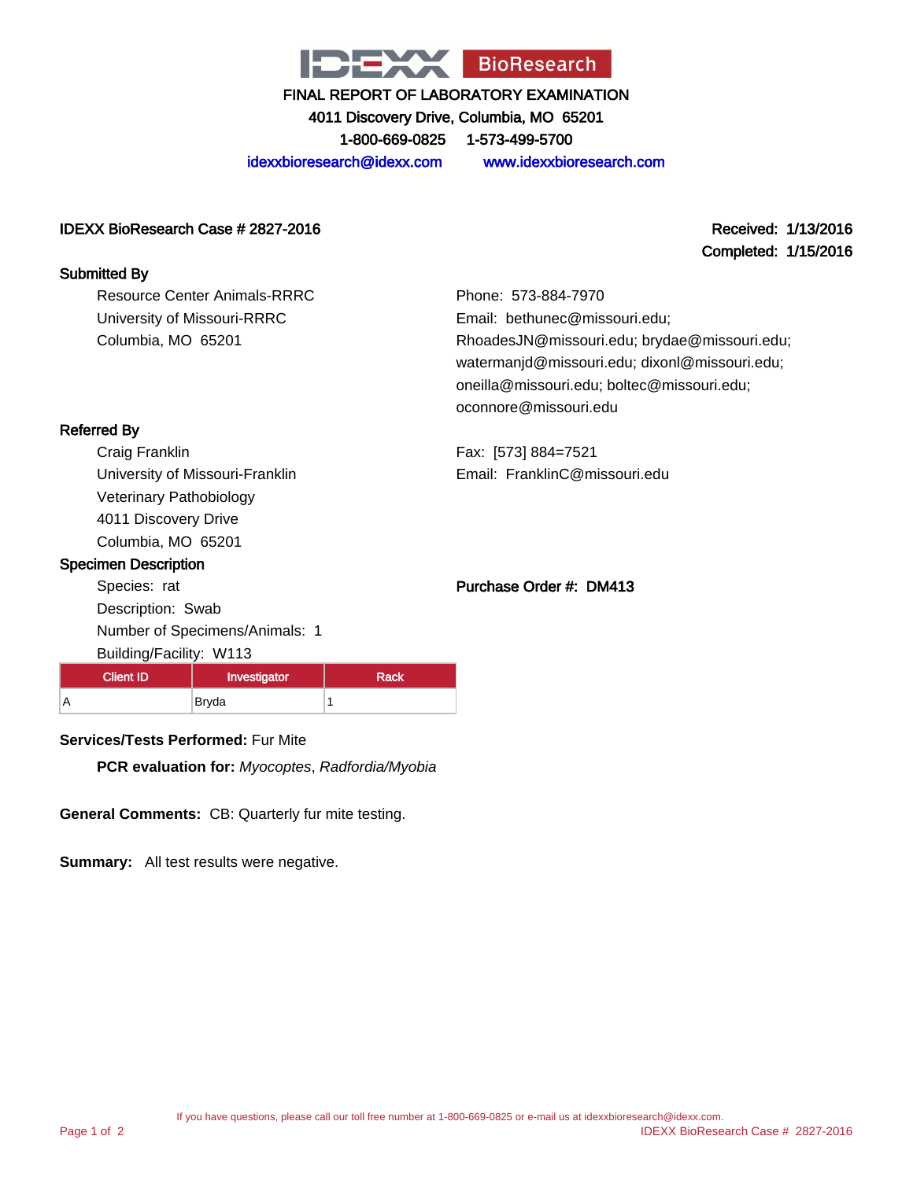IDEXX BioResearch

FINAL REPORT OF LABORATORY EXAMINATION

4011 Discovery Drive, Columbia, MO 65201

1-800-669-0825 1-573-499-5700

idexxbioresearch@idexx.com www.idexxbioresearch.com

**IDEXX BioResearch Case # 2827-2016**

**Received: 1/13/2016**

**Completed: 1/15/2016**

**Submitted By**

Resource Center Animals-RRRC
University of Missouri-RRRC
Columbia, MO 65201

Phone: 573-884-7970
Email: bethunec@missouri.edu; RhoadesJN@missouri.edu; brydae@missouri.edu; watermanjd@missouri.edu; dixonl@missouri.edu; oneilla@missouri.edu; boltec@missouri.edu; oconnore@missouri.edu

**Referred By**

Craig Franklin
University of Missouri-Franklin
Veterinary Pathobiology
4011 Discovery Drive
Columbia, MO 65201

Fax: [573] 884=7521
Email: FranklinC@missouri.edu

**Specimen Description**

Species: rat
Description: Swab
Number of Specimens/Animals: 1
Building/Facility: W113

**Purchase Order #: DM413**

| Client ID | Investigator | Rack |
|---|---|---|
| A | Bryda | 1 |

**Services/Tests Performed:** Fur Mite

**PCR evaluation for:** *Myocoptes*, *Radfordia/Myobia*

**General Comments:** CB: Quarterly fur mite testing.

**Summary:** All test results were negative.

If you have questions, please call our toll free number at 1-800-669-0825 or e-mail us at idexxbioresearch@idexx.com.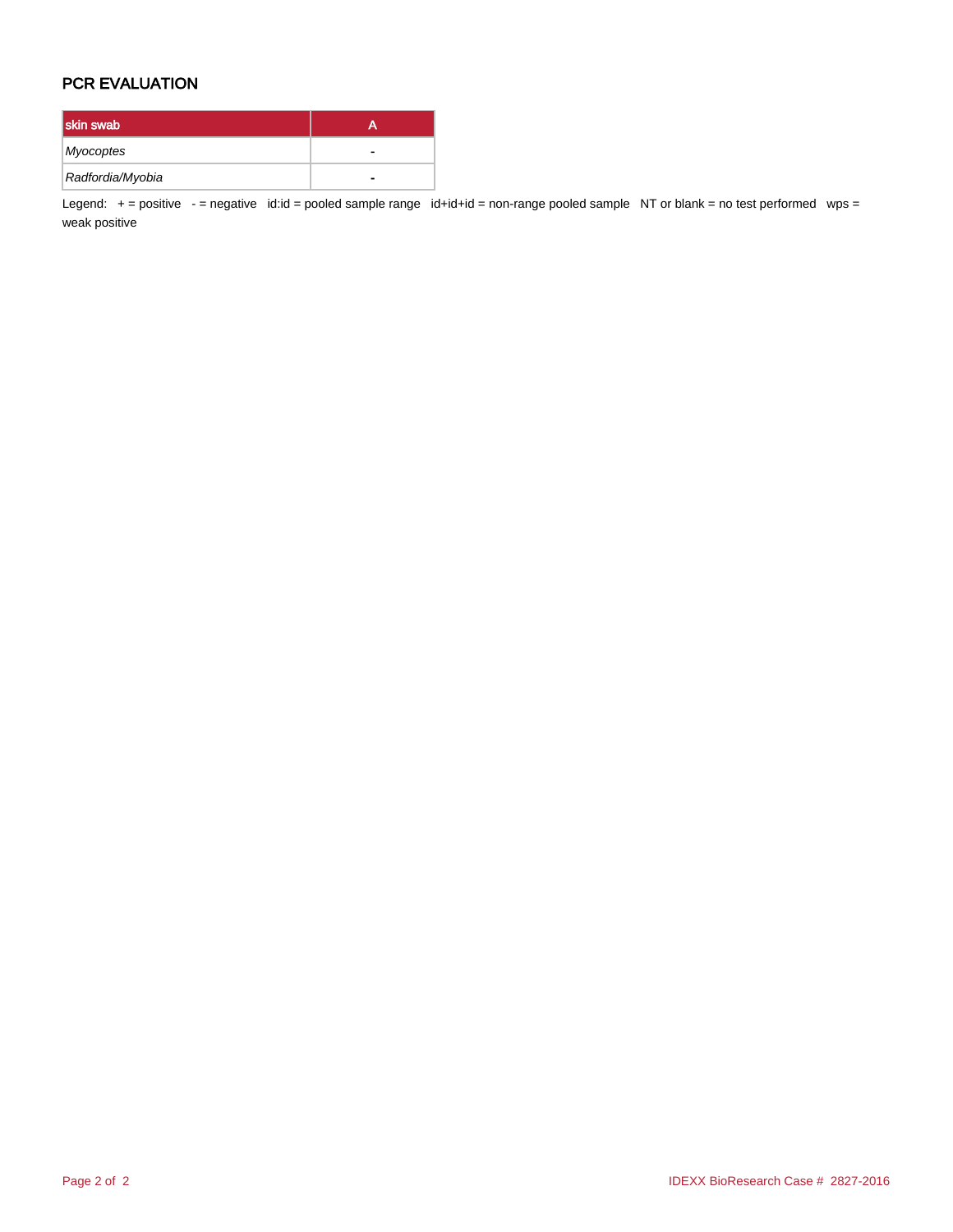## PCR EVALUATION

| skin swab | A |
| --- | --- |
| *Myocoptes* | - |
| *Radfordia/Myobia* | - |

Legend: + = positive - = negative id:id = pooled sample range id+id+id = non-range pooled sample NT or blank = no test performed wps = weak positive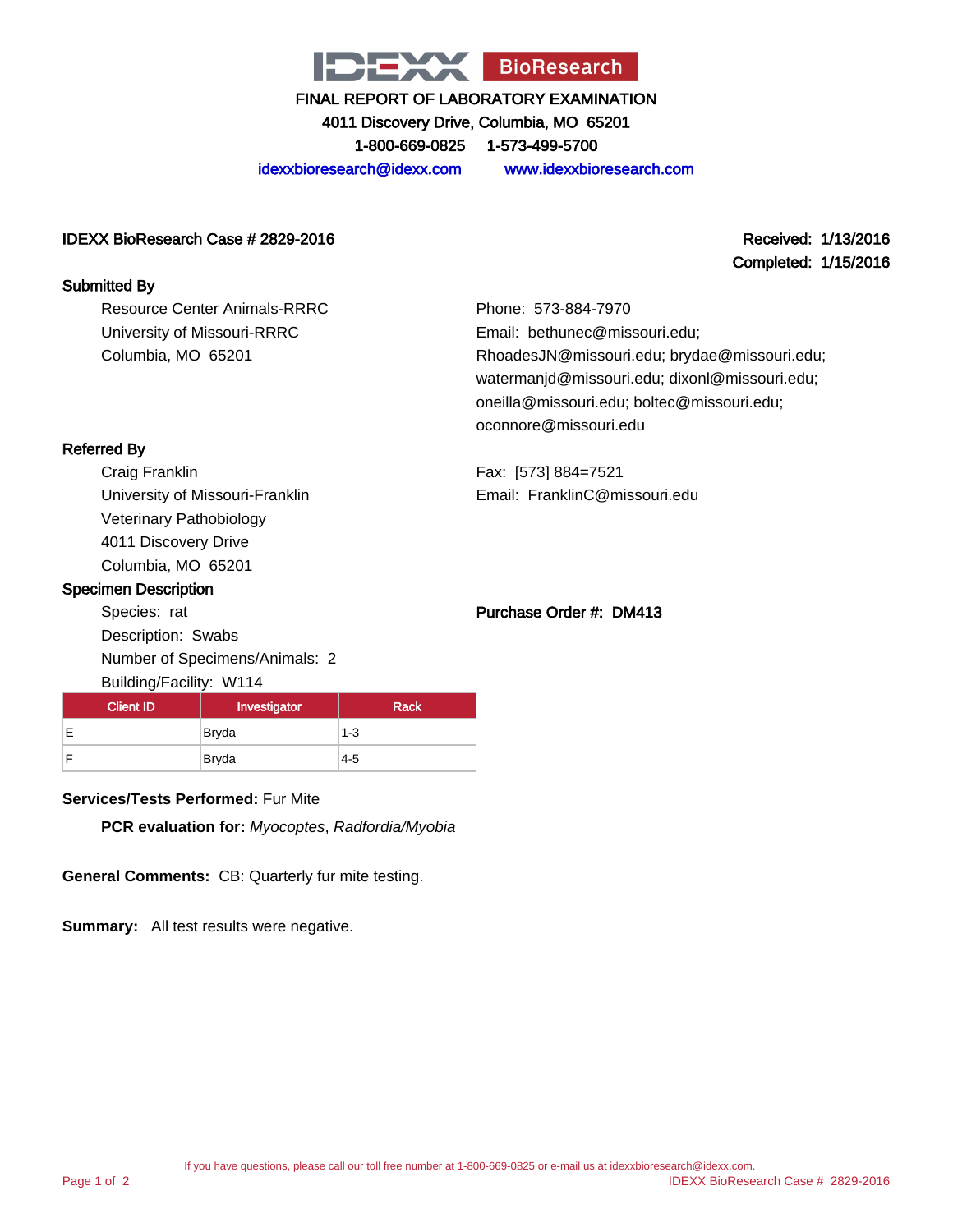IDEXX BioResearch

FINAL REPORT OF LABORATORY EXAMINATION

4011 Discovery Drive, Columbia, MO 65201

1-800-669-0825 1-573-499-5700

idexxbioresearch@idexx.com www.idexxbioresearch.com

**IDEXX BioResearch Case # 2829-2016**

**Received: 1/13/2016**

**Completed: 1/15/2016**

**Submitted By**

Resource Center Animals-RRRC
University of Missouri-RRRC
Columbia, MO 65201

Phone: 573-884-7970
Email: bethunec@missouri.edu; RhoadesJN@missouri.edu; brydae@missouri.edu; watermanjd@missouri.edu; dixonl@missouri.edu; oneilla@missouri.edu; boltec@missouri.edu; oconnore@missouri.edu

**Referred By**

Craig Franklin
University of Missouri-Franklin
Veterinary Pathobiology
4011 Discovery Drive
Columbia, MO 65201

Fax: [573] 884=7521
Email: FranklinC@missouri.edu

**Specimen Description**

Species: rat
Description: Swabs
Number of Specimens/Animals: 2
Building/Facility: W114

**Purchase Order #: DM413**

| Client ID | Investigator | Rack |
|---|---|---|
| E | Bryda | 1-3 |
| F | Bryda | 4-5 |

**Services/Tests Performed:** Fur Mite

**PCR evaluation for:** *Myocoptes*, *Radfordia/Myobia*

**General Comments:** CB: Quarterly fur mite testing.

**Summary:** All test results were negative.

If you have questions, please call our toll free number at 1-800-669-0825 or e-mail us at idexxbioresearch@idexx.com.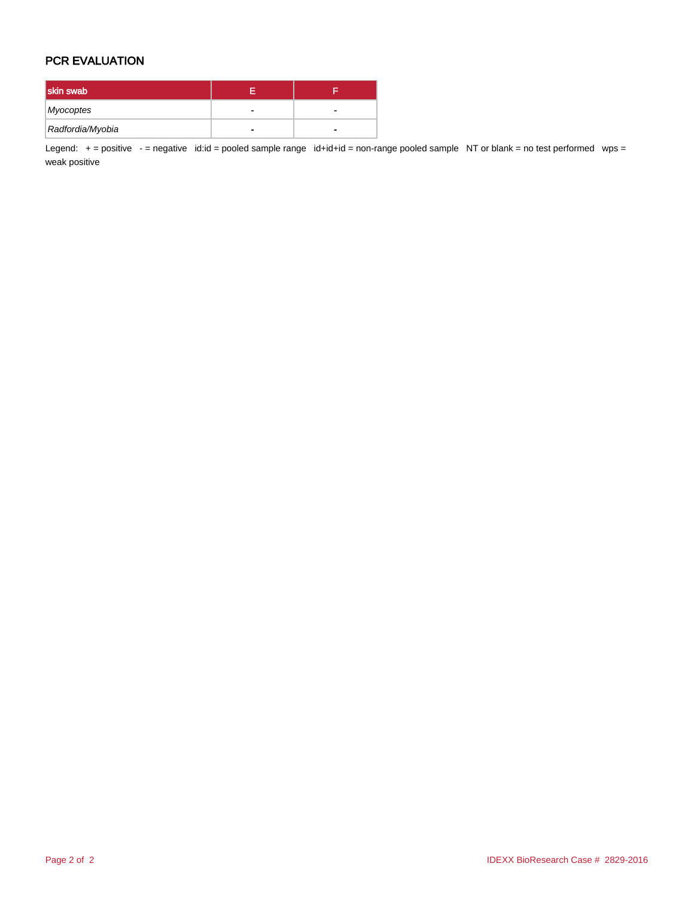## PCR EVALUATION

| skin swab | E | F |
|---|---|---|
| *Myocoptes* | - | - |
| *Radfordia/Myobia* | - | - |

Legend: + = positive - = negative id:id = pooled sample range id+id+id = non-range pooled sample NT or blank = no test performed wps = weak positive